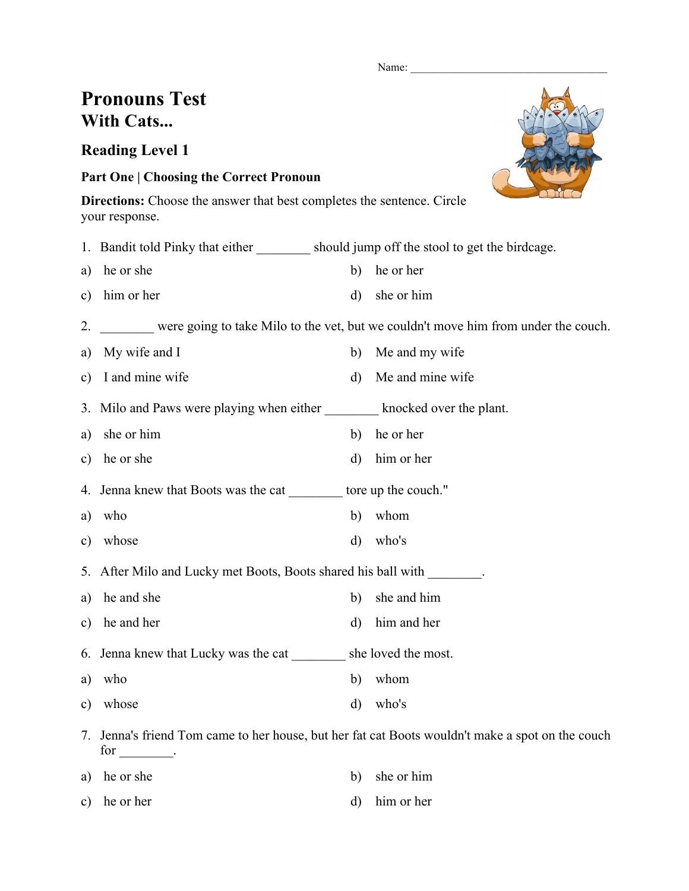Name: ___________________________________

# Pronouns Test
## With Cats...

### Reading Level 1

**Part One | Choosing the Correct Pronoun**

**Directions:** Choose the answer that best completes the sentence. Circle your response.

1. Bandit told Pinky that either ________ should jump off the stool to get the birdcage.

a) he or she
b) he or her
c) him or her
d) she or him

2. ________ were going to take Milo to the vet, but we couldn't move him from under the couch.

a) My wife and I
b) Me and my wife
c) I and mine wife
d) Me and mine wife

3. Milo and Paws were playing when either ________ knocked over the plant.

a) she or him
b) he or her
c) he or she
d) him or her

4. Jenna knew that Boots was the cat ________ tore up the couch."

a) who
b) whom
c) whose
d) who's

5. After Milo and Lucky met Boots, Boots shared his ball with ________.

a) he and she
b) she and him
c) he and her
d) him and her

6. Jenna knew that Lucky was the cat ________ she loved the most.

a) who
b) whom
c) whose
d) who's

7. Jenna's friend Tom came to her house, but her fat cat Boots wouldn't make a spot on the couch for ________.

a) he or she
b) she or him
c) he or her
d) him or her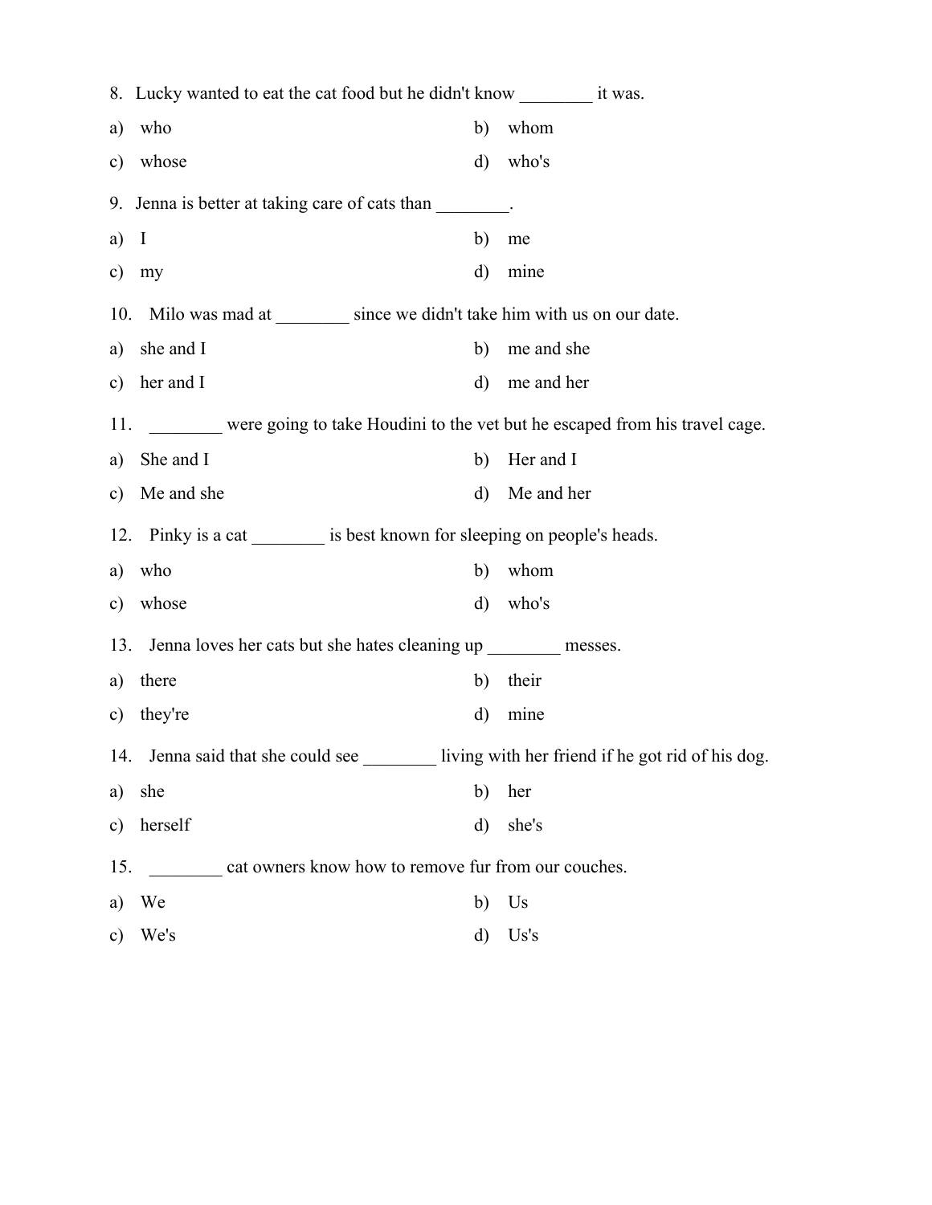8. Lucky wanted to eat the cat food but he didn't know ________ it was.

a) who
b) whom
c) whose
d) who's

9. Jenna is better at taking care of cats than ________.

a) I
b) me
c) my
d) mine

10. Milo was mad at ________ since we didn't take him with us on our date.

a) she and I
b) me and she
c) her and I
d) me and her

11. ________ were going to take Houdini to the vet but he escaped from his travel cage.

a) She and I
b) Her and I
c) Me and she
d) Me and her

12. Pinky is a cat ________ is best known for sleeping on people's heads.

a) who
b) whom
c) whose
d) who's

13. Jenna loves her cats but she hates cleaning up ________ messes.

a) there
b) their
c) they're
d) mine

14. Jenna said that she could see ________ living with her friend if he got rid of his dog.

a) she
b) her
c) herself
d) she's

15. ________ cat owners know how to remove fur from our couches.

a) We
b) Us
c) We's
d) Us's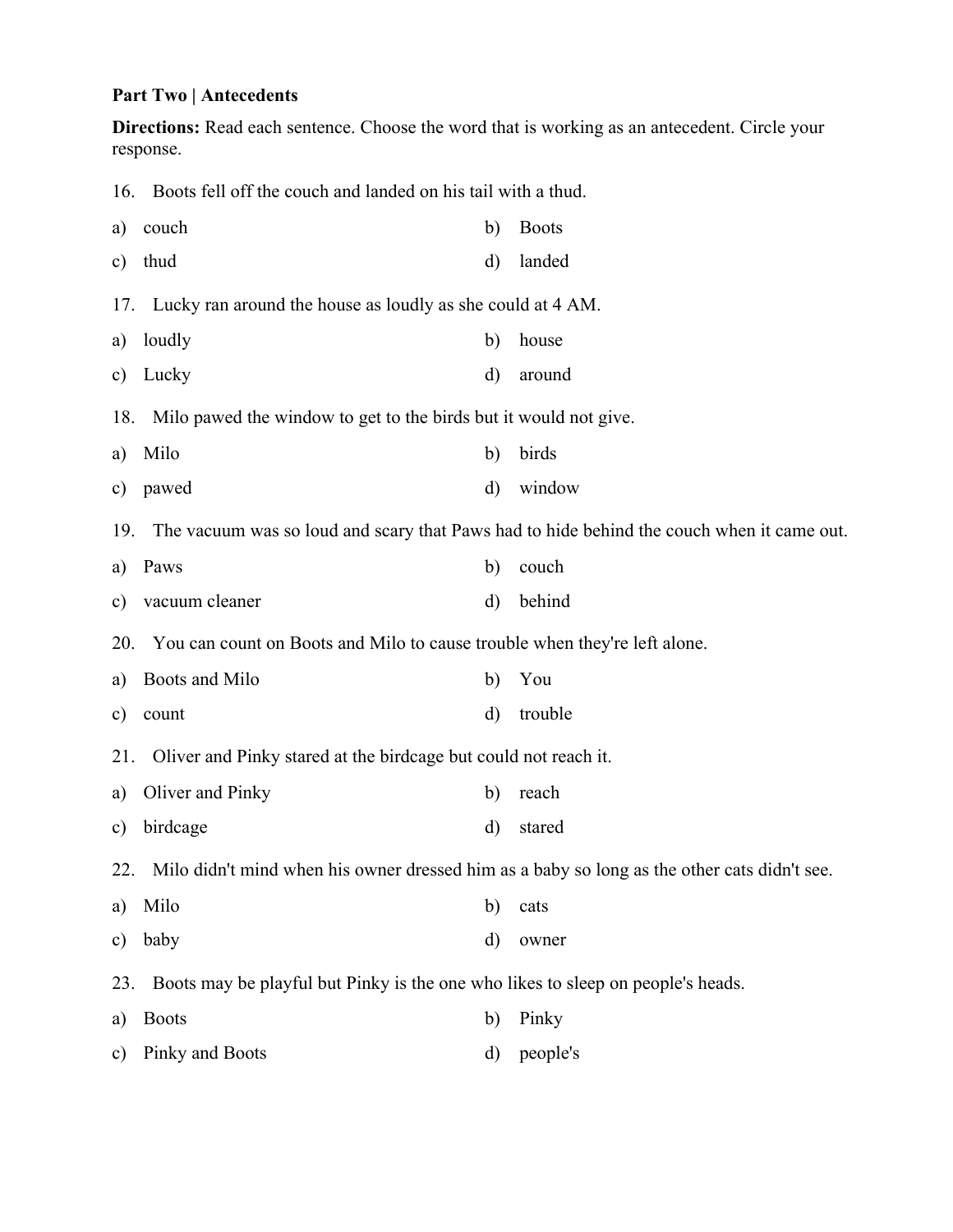**Part Two | Antecedents**

**Directions:** Read each sentence. Choose the word that is working as an antecedent. Circle your response.

16. Boots fell off the couch and landed on his tail with a thud.

a) couch
b) Boots
c) thud
d) landed

17. Lucky ran around the house as loudly as she could at 4 AM.

a) loudly
b) house
c) Lucky
d) around

18. Milo pawed the window to get to the birds but it would not give.

a) Milo
b) birds
c) pawed
d) window

19. The vacuum was so loud and scary that Paws had to hide behind the couch when it came out.

a) Paws
b) couch
c) vacuum cleaner
d) behind

20. You can count on Boots and Milo to cause trouble when they're left alone.

a) Boots and Milo
b) You
c) count
d) trouble

21. Oliver and Pinky stared at the birdcage but could not reach it.

a) Oliver and Pinky
b) reach
c) birdcage
d) stared

22. Milo didn't mind when his owner dressed him as a baby so long as the other cats didn't see.

a) Milo
b) cats
c) baby
d) owner

23. Boots may be playful but Pinky is the one who likes to sleep on people's heads.

a) Boots
b) Pinky
c) Pinky and Boots
d) people's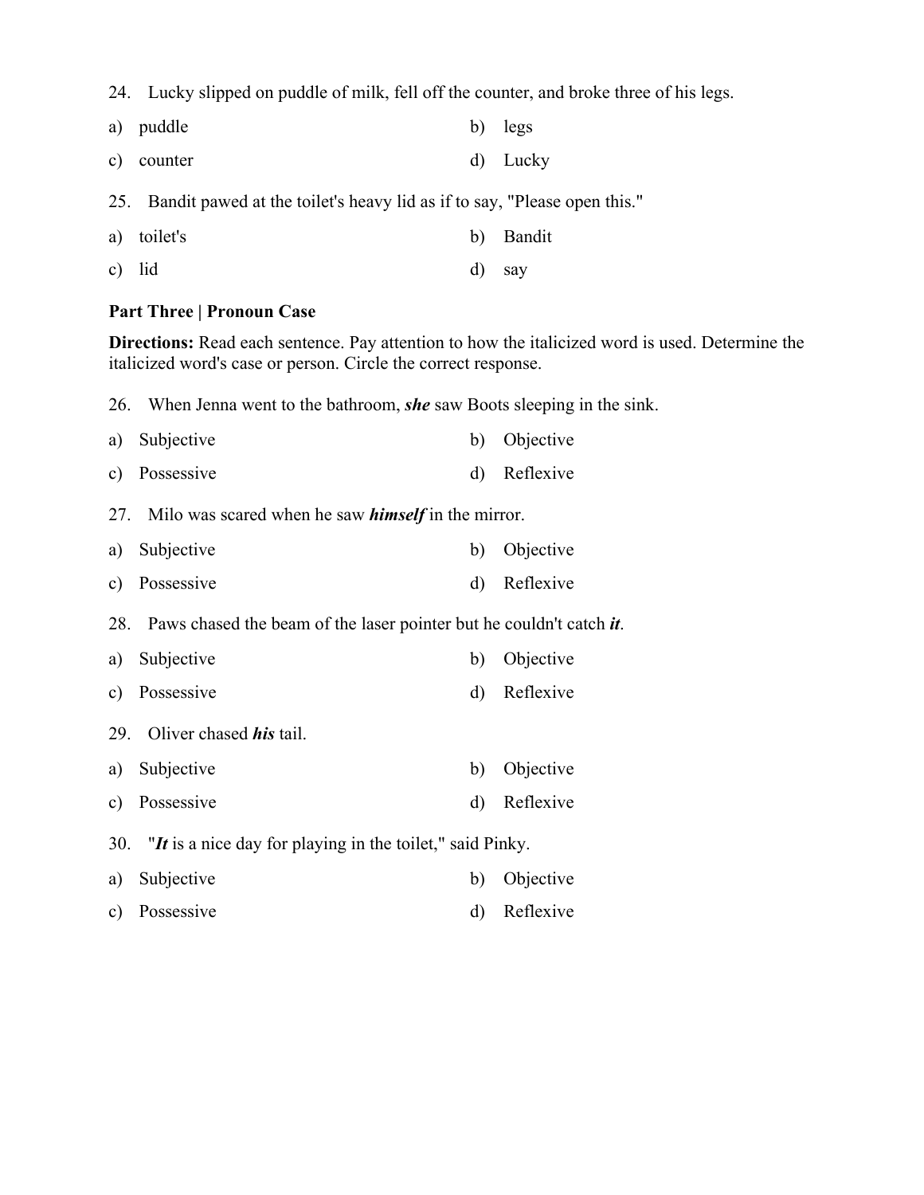24. Lucky slipped on puddle of milk, fell off the counter, and broke three of his legs.

a) puddle
b) legs
c) counter
d) Lucky

25. Bandit pawed at the toilet's heavy lid as if to say, "Please open this."

a) toilet's
b) Bandit
c) lid
d) say

**Part Three | Pronoun Case**

**Directions:** Read each sentence. Pay attention to how the italicized word is used. Determine the italicized word's case or person. Circle the correct response.

26. When Jenna went to the bathroom, ***she*** saw Boots sleeping in the sink.

a) Subjective
b) Objective
c) Possessive
d) Reflexive

27. Milo was scared when he saw ***himself*** in the mirror.

a) Subjective
b) Objective
c) Possessive
d) Reflexive

28. Paws chased the beam of the laser pointer but he couldn't catch ***it***.

a) Subjective
b) Objective
c) Possessive
d) Reflexive

29. Oliver chased ***his*** tail.

a) Subjective
b) Objective
c) Possessive
d) Reflexive

30. "***It*** is a nice day for playing in the toilet," said Pinky.

a) Subjective
b) Objective
c) Possessive
d) Reflexive